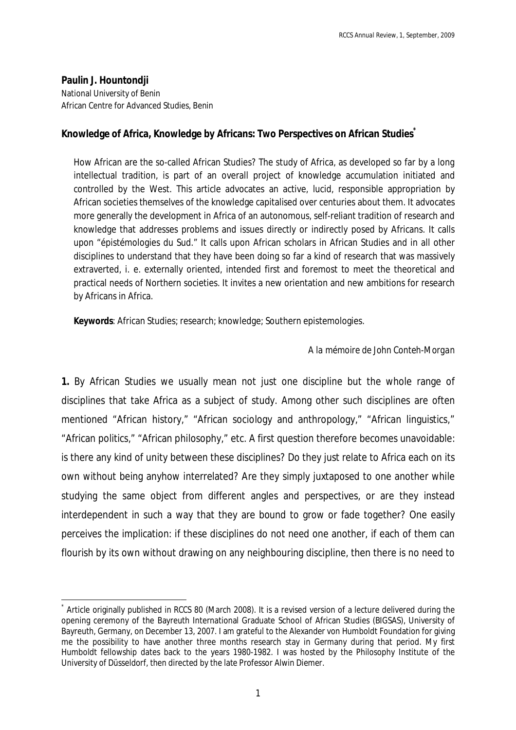**Paulin J. Hountondji**

National University of Benin

African Centre for Advanced Studies, Benin

## Knowledge of Africa, Knowledge by Africans: Two Perspectives on African Studies[*]

How African are the so-called African Studies? The study of Africa, as developed so far by a long intellectual tradition, is part of an overall project of knowledge accumulation initiated and controlled by the West. This article advocates an active, lucid, responsible appropriation by African societies themselves of the knowledge capitalised over centuries about them. It advocates more generally the development in Africa of an autonomous, self-reliant tradition of research and knowledge that addresses problems and issues directly or indirectly posed by Africans. It calls upon "épistémologies du Sud." It calls upon African scholars in African Studies and in all other disciplines to understand that they have been doing so far a kind of research that was massively extraverted, i. e. externally oriented, intended first and foremost to meet the theoretical and practical needs of Northern societies. It invites a new orientation and new ambitions for research by Africans in Africa.

**Keywords**: African Studies; research; knowledge; Southern epistemologies.

*A la mémoire de John Conteh-Morgan*

**1.** By African Studies we usually mean not just one discipline but the whole range of disciplines that take Africa as a subject of study. Among other such disciplines are often mentioned "African history," "African sociology and anthropology," "African linguistics," "African politics," "African philosophy," etc. A first question therefore becomes unavoidable: is there any kind of unity between these disciplines? Do they just relate to Africa each on its own without being anyhow interrelated? Are they simply juxtaposed to one another while studying the same object from different angles and perspectives, or are they instead interdependent in such a way that they are bound to grow or fade together? One easily perceives the implication: if these disciplines do not need one another, if each of them can flourish by its own without drawing on any neighbouring discipline, then there is no need to

[*] Article originally published in RCCS 80 (March 2008). It is a revised version of a lecture delivered during the opening ceremony of the Bayreuth International Graduate School of African Studies (BIGSAS), University of Bayreuth, Germany, on December 13, 2007. I am grateful to the Alexander von Humboldt Foundation for giving me the possibility to have another three months research stay in Germany during that period. My first Humboldt fellowship dates back to the years 1980-1982. I was hosted by the Philosophy Institute of the University of Düsseldorf, then directed by the late Professor Alwin Diemer.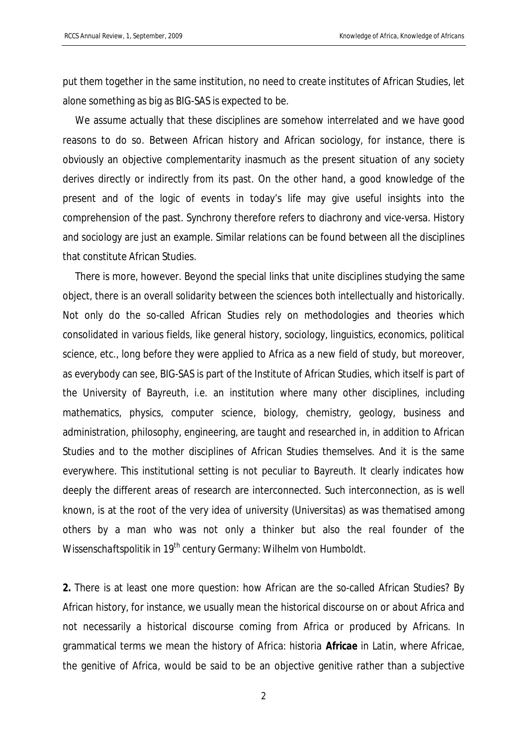put them together in the same institution, no need to create institutes of African Studies, let alone something as big as BIG-SAS is expected to be.

We assume actually that these disciplines are somehow interrelated and we have good reasons to do so. Between African history and African sociology, for instance, there is obviously an objective complementarity inasmuch as the present situation of any society derives directly or indirectly from its past. On the other hand, a good knowledge of the present and of the logic of events in today's life may give useful insights into the comprehension of the past. Synchrony therefore refers to diachrony and vice-versa. History and sociology are just an example. Similar relations can be found between all the disciplines that constitute African Studies.

There is more, however. Beyond the special links that unite disciplines studying the same object, there is an overall solidarity between the sciences both intellectually and historically. Not only do the so-called African Studies rely on methodologies and theories which consolidated in various fields, like general history, sociology, linguistics, economics, political science, etc., long before they were applied to Africa as a new field of study, but moreover, as everybody can see, BIG-SAS is part of the Institute of African Studies, which itself is part of the University of Bayreuth, i.e. an institution where many other disciplines, including mathematics, physics, computer science, biology, chemistry, geology, business and administration, philosophy, engineering, are taught and researched in, in addition to African Studies and to the mother disciplines of African Studies themselves. And it is the same everywhere. This institutional setting is not peculiar to Bayreuth. It clearly indicates how deeply the different areas of research are interconnected. Such interconnection, as is well known, is at the root of the very idea of university (*Universitas*) as was thematised among others by a man who was not only a thinker but also the real founder of the *Wissenschaftspolitik* in 19th century Germany: Wilhelm von Humboldt.

**2.** There is at least one more question: how African are the so-called African Studies? By African history, for instance, we usually mean the historical discourse on or *about* Africa and not necessarily a historical discourse coming from Africa or produced by Africans. In grammatical terms we mean the history of Africa: *historia* ***Africae*** in Latin, where *Africae*, the genitive of *Africa*, would be said to be an objective genitive rather than a subjective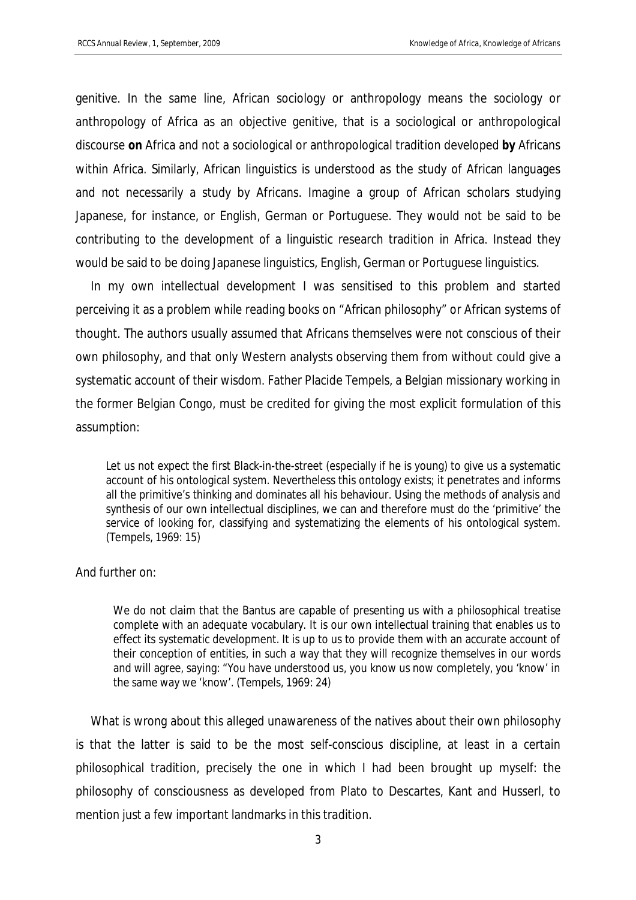genitive. In the same line, African sociology or anthropology means the sociology or anthropology of Africa as an objective genitive, that is a sociological or anthropological discourse **on** Africa and not a sociological or anthropological tradition developed **by** Africans within Africa. Similarly, African linguistics is understood as the study of African languages and not necessarily a study by Africans. Imagine a group of African scholars studying Japanese, for instance, or English, German or Portuguese. They would not be said to be contributing to the development of a linguistic research tradition in Africa. Instead they would be said to be doing Japanese linguistics, English, German or Portuguese linguistics.

In my own intellectual development I was sensitised to this problem and started perceiving it as a problem while reading books on "African philosophy" or African systems of thought. The authors usually assumed that Africans themselves were not conscious of their own philosophy, and that only Western analysts observing them from without could give a systematic account of their wisdom. Father Placide Tempels, a Belgian missionary working in the former Belgian Congo, must be credited for giving the most explicit formulation of this assumption:

> Let us not expect the first Black-in-the-street (especially if he is young) to give us a systematic account of his ontological system. Nevertheless this ontology exists; it penetrates and informs all the primitive's thinking and dominates all his behaviour. Using the methods of analysis and synthesis of our own intellectual disciplines, we can and therefore must do the 'primitive' the service of looking for, classifying and systematizing the elements of his ontological system. (Tempels, 1969: 15)

And further on:

> We do not claim that the Bantus are capable of presenting us with a philosophical treatise complete with an adequate vocabulary. It is our own intellectual training that enables us to effect its systematic development. It is up to us to provide them with an accurate account of their conception of entities, in such a way that they will recognize themselves in our words and will agree, saying: "You have understood us, you know us now completely, you 'know' in the same way we 'know'. (Tempels, 1969: 24)

What is wrong about this alleged unawareness of the natives about their own philosophy is that the latter is said to be the most self-conscious discipline, at least in a certain philosophical tradition, precisely the one in which I had been brought up myself: the philosophy of consciousness as developed from Plato to Descartes, Kant and Husserl, to mention just a few important landmarks in this tradition.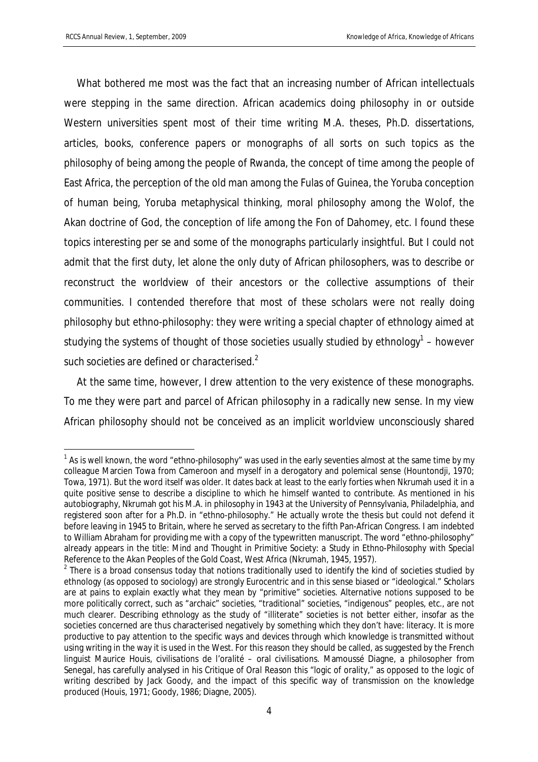What bothered me most was the fact that an increasing number of African intellectuals were stepping in the same direction. African academics doing philosophy in or outside Western universities spent most of their time writing M.A. theses, Ph.D. dissertations, articles, books, conference papers or monographs of all sorts on such topics as the philosophy of being among the people of Rwanda, the concept of time among the people of East Africa, the perception of the old man among the Fulas of Guinea, the Yoruba conception of human being, Yoruba metaphysical thinking, moral philosophy among the Wolof, the Akan doctrine of God, the conception of life among the Fon of Dahomey, etc. I found these topics interesting per se and some of the monographs particularly insightful. But I could not admit that the first duty, let alone the only duty of African philosophers, was to describe or reconstruct the worldview of their ancestors or the collective assumptions of their communities. I contended therefore that most of these scholars were not really doing philosophy but ethno-philosophy: they were writing a special chapter of ethnology aimed at studying the systems of thought of those societies usually studied by ethnology[1] – however such societies are defined or characterised.[2]

At the same time, however, I drew attention to the very existence of these monographs. To me they were part and parcel of African philosophy in a radically new sense. In my view African philosophy should not be conceived as an implicit worldview unconsciously shared

---

[1] As is well known, the word "ethno-philosophy" was used in the early seventies almost at the same time by my colleague Marcien Towa from Cameroon and myself in a derogatory and polemical sense (Hountondji, 1970; Towa, 1971). But the word itself was older. It dates back at least to the early forties when Nkrumah used it in a quite positive sense to describe a discipline to which he himself wanted to contribute. As mentioned in his autobiography, Nkrumah got his M.A. in philosophy in 1943 at the University of Pennsylvania, Philadelphia, and registered soon after for a Ph.D. in "ethno-philosophy." He actually wrote the thesis but could not defend it before leaving in 1945 to Britain, where he served as secretary to the fifth Pan-African Congress. I am indebted to William Abraham for providing me with a copy of the typewritten manuscript. The word "ethno-philosophy" already appears in the title: *Mind and Thought in Primitive Society: a Study in Ethno-Philosophy with Special Reference to the Akan Peoples of the Gold Coast, West Africa* (Nkrumah, 1945, 1957).

[2] There is a broad consensus today that notions traditionally used to identify the kind of societies studied by ethnology (as opposed to sociology) are strongly Eurocentric and in this sense biased or "ideological." Scholars are at pains to explain exactly what they mean by "primitive" societies. Alternative notions supposed to be more politically correct, such as "archaic" societies, "traditional" societies, "indigenous" peoples, etc., are not much clearer. Describing ethnology as the study of "illiterate" societies is not better either, insofar as the societies concerned are thus characterised negatively by something which they don't have: literacy. It is more productive to pay attention to the specific ways and devices through which knowledge is transmitted without using writing in the way it is used in the West. For this reason they should be called, as suggested by the French linguist Maurice Houis, *civilisations de l'oralité* – oral civilisations. Mamoussé Diagne, a philosopher from Senegal, has carefully analysed in his *Critique of Oral Reason* this "logic of orality," as opposed to the logic of writing described by Jack Goody, and the impact of this specific way of transmission on the knowledge produced (Houis, 1971; Goody, 1986; Diagne, 2005).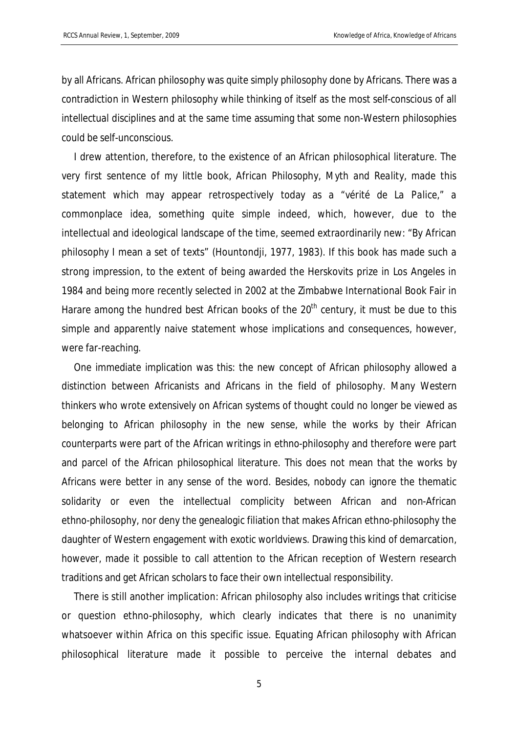by all Africans. African philosophy was quite simply philosophy done by Africans. There was a contradiction in Western philosophy while thinking of itself as the most self-conscious of all intellectual disciplines and at the same time assuming that some non-Western philosophies could be self-unconscious.

I drew attention, therefore, to the existence of an African philosophical literature. The very first sentence of my little book, *African Philosophy, Myth and Reality*, made this statement which may appear retrospectively today as a "vérité de La Palice," a commonplace idea, something quite simple indeed, which, however, due to the intellectual and ideological landscape of the time, seemed extraordinarily new: "By African philosophy I mean a set of texts" (Hountondji, 1977, 1983). If this book has made such a strong impression, to the extent of being awarded the Herskovits prize in Los Angeles in 1984 and being more recently selected in 2002 at the Zimbabwe International Book Fair in Harare among the hundred best African books of the 20th century, it must be due to this simple and apparently naive statement whose implications and consequences, however, were far-reaching.

One immediate implication was this: the new concept of African philosophy allowed a distinction between Africanists and Africans in the field of philosophy. Many Western thinkers who wrote extensively on African systems of thought could no longer be viewed as belonging to African philosophy in the new sense, while the works by their African counterparts were part of the African writings in ethno-philosophy and therefore were part and parcel of the African philosophical literature. This does not mean that the works by Africans were better in any sense of the word. Besides, nobody can ignore the thematic solidarity or even the intellectual complicity between African and non-African ethno-philosophy, nor deny the genealogic filiation that makes African ethno-philosophy the daughter of Western engagement with exotic worldviews. Drawing this kind of demarcation, however, made it possible to call attention to the African reception of Western research traditions and get African scholars to face their own intellectual responsibility.

There is still another implication: African philosophy also includes writings that criticise or question ethno-philosophy, which clearly indicates that there is no unanimity whatsoever within Africa on this specific issue. Equating African philosophy with African philosophical literature made it possible to perceive the internal debates and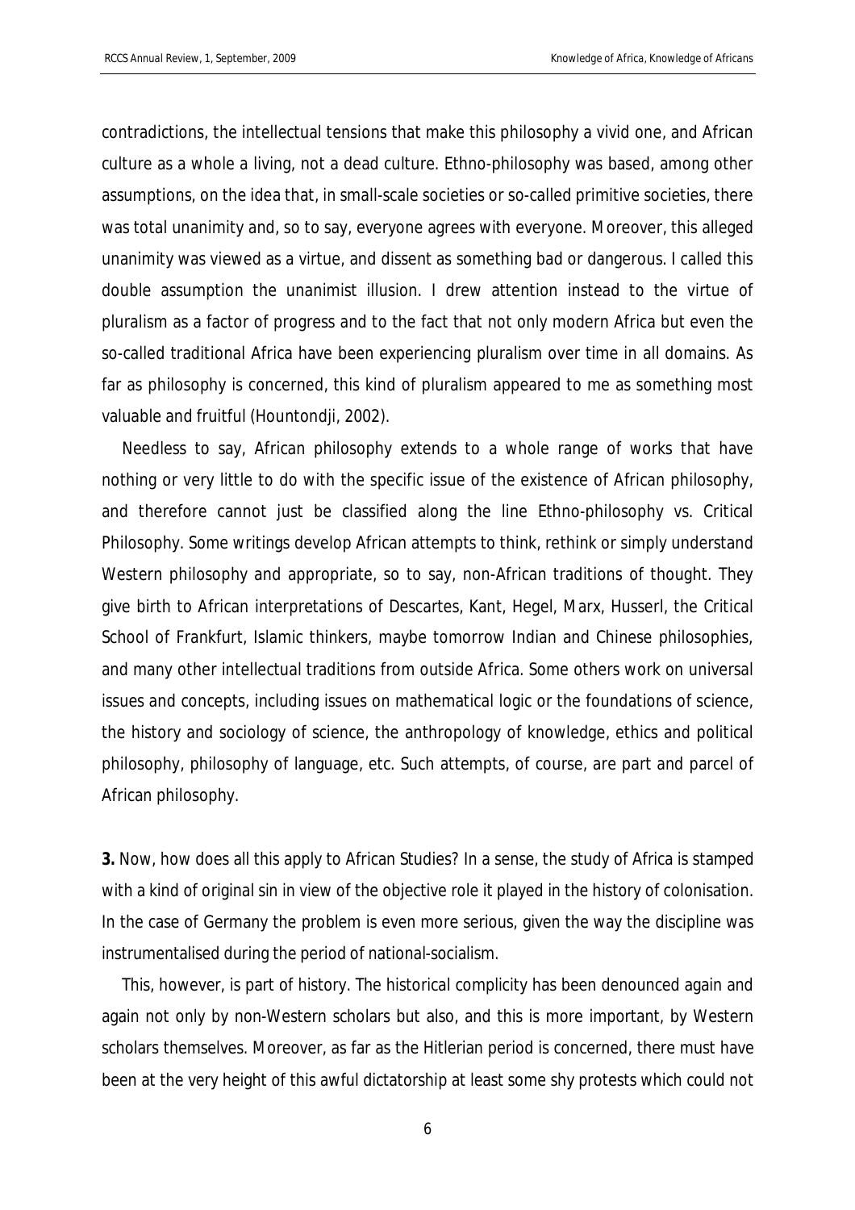contradictions, the intellectual tensions that make this philosophy a vivid one, and African culture as a whole a living, not a dead culture. Ethno-philosophy was based, among other assumptions, on the idea that, in small-scale societies or so-called primitive societies, there was total unanimity and, so to say, everyone agrees with everyone. Moreover, this alleged unanimity was viewed as a virtue, and dissent as something bad or dangerous. I called this double assumption the unanimist illusion. I drew attention instead to the virtue of pluralism as a factor of progress and to the fact that not only modern Africa but even the so-called traditional Africa have been experiencing pluralism over time in all domains. As far as philosophy is concerned, this kind of pluralism appeared to me as something most valuable and fruitful (Hountondji, 2002).

Needless to say, African philosophy extends to a whole range of works that have nothing or very little to do with the specific issue of the existence of African philosophy, and therefore cannot just be classified along the line Ethno-philosophy vs. Critical Philosophy. Some writings develop African attempts to think, rethink or simply understand Western philosophy and appropriate, so to say, non-African traditions of thought. They give birth to African interpretations of Descartes, Kant, Hegel, Marx, Husserl, the Critical School of Frankfurt, Islamic thinkers, maybe tomorrow Indian and Chinese philosophies, and many other intellectual traditions from outside Africa. Some others work on universal issues and concepts, including issues on mathematical logic or the foundations of science, the history and sociology of science, the anthropology of knowledge, ethics and political philosophy, philosophy of language, etc. Such attempts, of course, are part and parcel of African philosophy.

**3.** Now, how does all this apply to African Studies? In a sense, the study of Africa is stamped with a kind of original sin in view of the objective role it played in the history of colonisation. In the case of Germany the problem is even more serious, given the way the discipline was instrumentalised during the period of national-socialism.

This, however, is part of history. The historical complicity has been denounced again and again not only by non-Western scholars but also, and this is more important, by Western scholars themselves. Moreover, as far as the Hitlerian period is concerned, there must have been at the very height of this awful dictatorship at least some shy protests which could not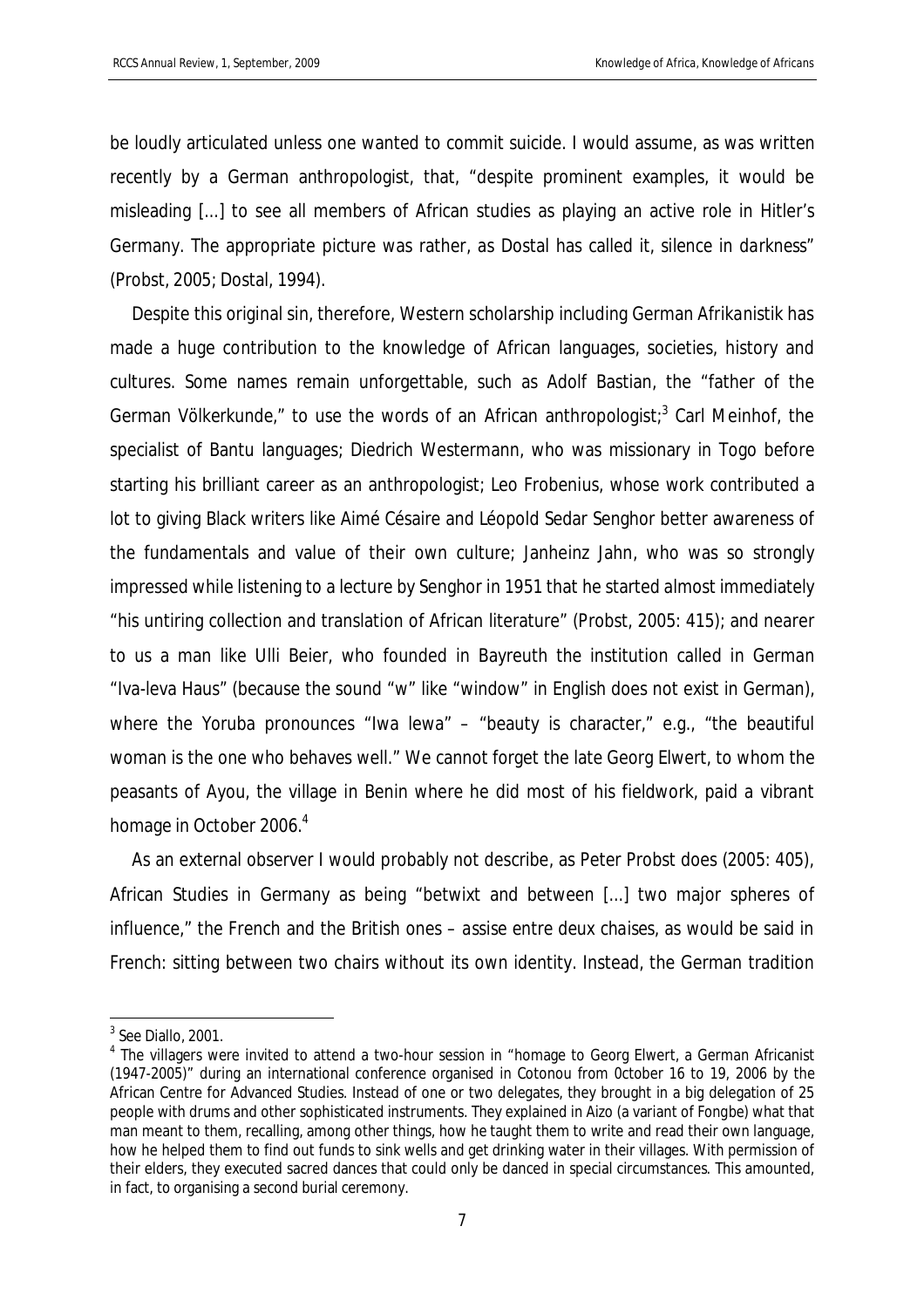be loudly articulated unless one wanted to commit suicide. I would assume, as was written recently by a German anthropologist, that, "despite prominent examples, it would be misleading [...] to see all members of African studies as playing an active role in Hitler's Germany. The appropriate picture was rather, as Dostal has called it, *silence in darkness*" (Probst, 2005; Dostal, 1994).

Despite this original sin, therefore, Western scholarship including German *Afrikanistik* has made a huge contribution to the knowledge of African languages, societies, history and cultures. Some names remain unforgettable, such as Adolf Bastian, the "father of the German Völkerkunde," to use the words of an African anthropologist;[3] Carl Meinhof, the specialist of Bantu languages; Diedrich Westermann, who was missionary in Togo before starting his brilliant career as an anthropologist; Leo Frobenius, whose work contributed a lot to giving Black writers like Aimé Césaire and Léopold Sedar Senghor better awareness of the fundamentals and value of their own culture; Janheinz Jahn, who was so strongly impressed while listening to a lecture by Senghor in 1951 that he started almost immediately "his untiring collection and translation of African literature" (Probst, 2005: 415); and nearer to us a man like Ulli Beier, who founded in Bayreuth the institution called in German "Iva-leva Haus" (because the sound "w" like "window" in English does not exist in German), where the Yoruba pronounces "Iwa lewa" – "beauty is character," e.g., "the beautiful woman is the one who behaves well." We cannot forget the late Georg Elwert, to whom the peasants of Ayou, the village in Benin where he did most of his fieldwork, paid a vibrant homage in October 2006.[4]

As an external observer I would probably not describe, as Peter Probst does (2005: 405), African Studies in Germany as being "betwixt and between [...] two major spheres of influence," the French and the British ones – *assise entre deux chaises*, as would be said in French: sitting between two chairs without its own identity. Instead, the German tradition

---

[3] See Diallo, 2001.

[4] The villagers were invited to attend a two-hour session in "homage to Georg Elwert, a German Africanist (1947-2005)" during an international conference organised in Cotonou from October 16 to 19, 2006 by the African Centre for Advanced Studies. Instead of one or two delegates, they brought in a big delegation of 25 people with drums and other sophisticated instruments. They explained in Aizo (a variant of Fongbe) what that man meant to them, recalling, among other things, how he taught them to write and read their own language, how he helped them to find out funds to sink wells and get drinking water in their villages. With permission of their elders, they executed sacred dances that could only be danced in special circumstances. This amounted, in fact, to organising a second burial ceremony.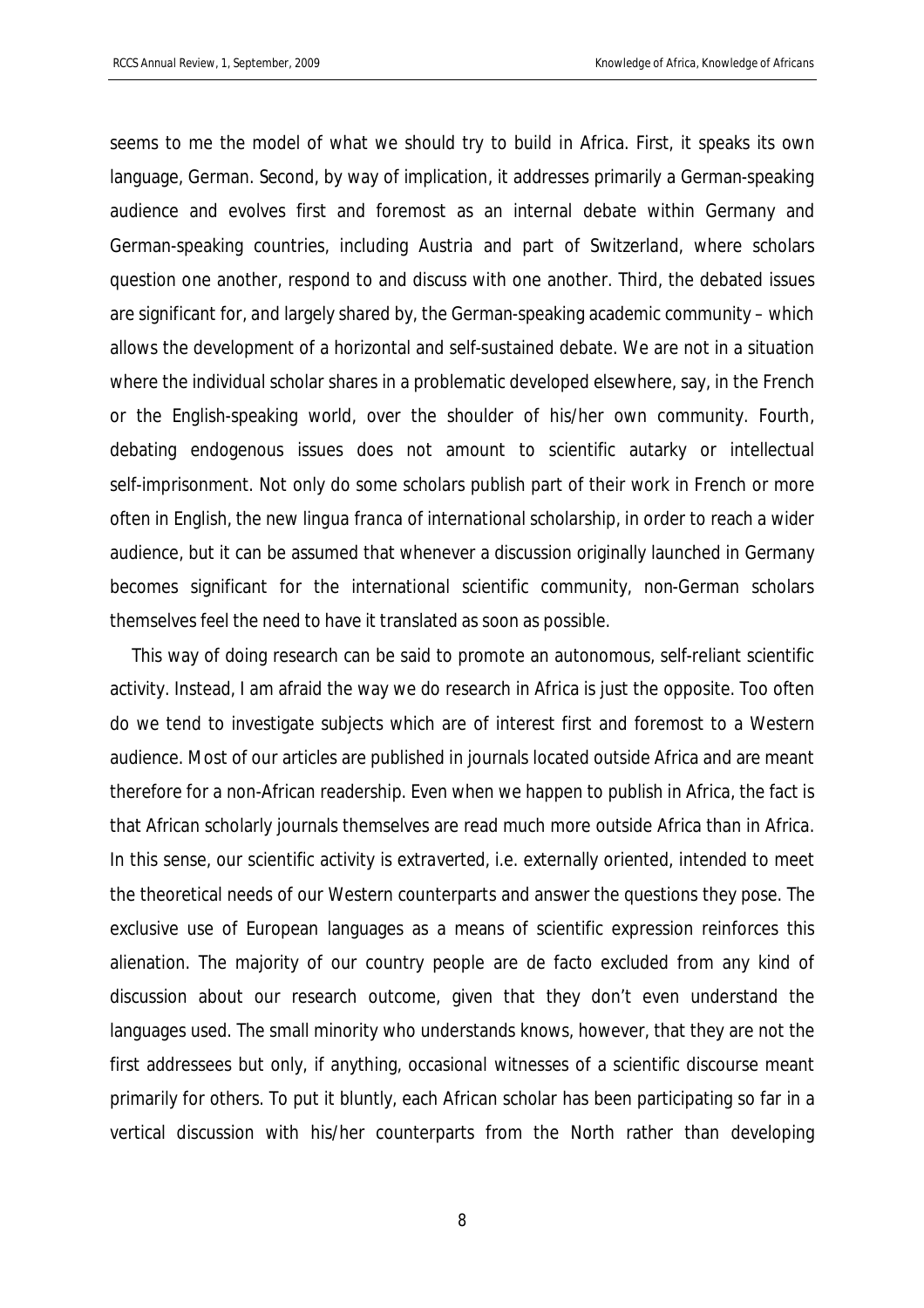seems to me the model of what we should try to build in Africa. First, it speaks its own language, German. Second, by way of implication, it addresses primarily a German-speaking audience and evolves first and foremost as an internal debate within Germany and German-speaking countries, including Austria and part of Switzerland, where scholars question one another, respond to and discuss with one another. Third, the debated issues are significant for, and largely shared by, the German-speaking academic community – which allows the development of a horizontal and self-sustained debate. We are not in a situation where the individual scholar shares in a problematic developed elsewhere, say, in the French or the English-speaking world, over the shoulder of his/her own community. Fourth, debating endogenous issues does not amount to scientific autarky or intellectual self-imprisonment. Not only do some scholars publish part of their work in French or more often in English, the new *lingua franca* of international scholarship, in order to reach a wider audience, but it can be assumed that whenever a discussion originally launched in Germany becomes significant for the international scientific community, non-German scholars themselves feel the need to have it translated as soon as possible.

This way of doing research can be said to promote an autonomous, self-reliant scientific activity. Instead, I am afraid the way we do research in Africa is just the opposite. Too often do we tend to investigate subjects which are of interest first and foremost to a Western audience. Most of our articles are published in journals located outside Africa and are meant therefore for a non-African readership. Even when we happen to publish in Africa, the fact is that African scholarly journals themselves are read much more outside Africa than in Africa. In this sense, our scientific activity is *extraverted*, i.e. externally oriented, intended to meet the theoretical needs of our Western counterparts and answer the questions they pose. The exclusive use of European languages as a means of scientific expression reinforces this alienation. The majority of our country people are de facto excluded from any kind of discussion about our research outcome, given that they don't even understand the languages used. The small minority who understands knows, however, that they are not the first addressees but only, if anything, occasional witnesses of a scientific discourse meant primarily for others. To put it bluntly, each African scholar has been participating so far in a vertical discussion with his/her counterparts from the North rather than developing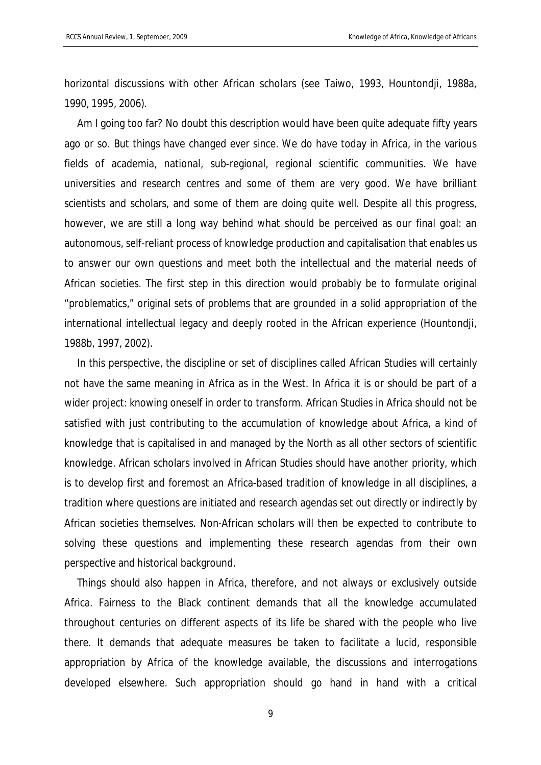horizontal discussions with other African scholars (see Taiwo, 1993, Hountondji, 1988a, 1990, 1995, 2006).

Am I going too far? No doubt this description would have been quite adequate fifty years ago or so. But things have changed ever since. We do have today in Africa, in the various fields of academia, national, sub-regional, regional scientific communities. We have universities and research centres and some of them are very good. We have brilliant scientists and scholars, and some of them are doing quite well. Despite all this progress, however, we are still a long way behind what should be perceived as our final goal: an autonomous, self-reliant process of knowledge production and capitalisation that enables us to answer our own questions and meet both the intellectual and the material needs of African societies. The first step in this direction would probably be to formulate original "problematics," original sets of problems that are grounded in a solid appropriation of the international intellectual legacy and deeply rooted in the African experience (Hountondji, 1988b, 1997, 2002).

In this perspective, the discipline or set of disciplines called African Studies will certainly not have the same meaning in Africa as in the West. In Africa it is or should be part of a wider project: knowing oneself in order to transform. African Studies in Africa should not be satisfied with just contributing to the accumulation of knowledge about Africa, a kind of knowledge that is capitalised in and managed by the North as all other sectors of scientific knowledge. African scholars involved in African Studies should have another priority, which is to develop first and foremost an Africa-based tradition of knowledge in all disciplines, a tradition where questions are initiated and research agendas set out directly or indirectly by African societies themselves. Non-African scholars will then be expected to contribute to solving these questions and implementing these research agendas from their own perspective and historical background.

Things should also happen in Africa, therefore, and not always or exclusively outside Africa. Fairness to the Black continent demands that all the knowledge accumulated throughout centuries on different aspects of its life be shared with the people who live there. It demands that adequate measures be taken to facilitate a lucid, responsible appropriation by Africa of the knowledge available, the discussions and interrogations developed elsewhere. Such appropriation should go hand in hand with a critical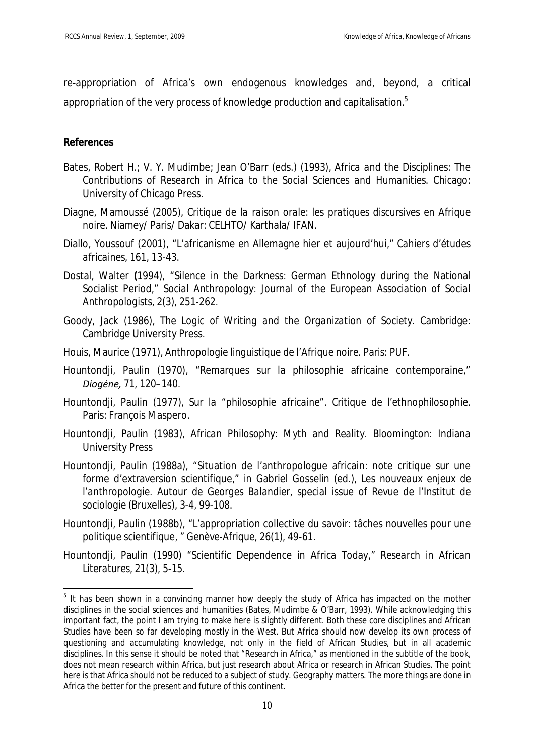re-appropriation of Africa's own endogenous knowledges and, beyond, a critical appropriation of the very process of knowledge production and capitalisation.[5]

**References**

Bates, Robert H.; V. Y. Mudimbe; Jean O'Barr (eds.) (1993), *Africa and the Disciplines: The Contributions of Research in Africa to the Social Sciences and Humanities*. Chicago: University of Chicago Press.

Diagne, Mamoussé (2005), *Critique de la raison orale: les pratiques discursives en Afrique noire*. Niamey/ Paris/ Dakar: CELHTO/ Karthala/ IFAN.

Diallo, Youssouf (2001), "L'africanisme en Allemagne hier et aujourd'hui," *Cahiers d'études africaines*, 161, 13-43.

Dostal, Walter (1994), "Silence in the Darkness: German Ethnology during the National Socialist Period," *Social Anthropology: Journal of the European Association of Social Anthropologists*, 2(3), 251-262.

Goody, Jack (1986), *The Logic of Writing and the Organization of Society*. Cambridge: Cambridge University Press.

Houis, Maurice (1971), *Anthropologie linguistique de l'Afrique noire*. Paris: PUF.

Hountondji, Paulin (1970), "Remarques sur la philosophie africaine contemporaine," *Diogène*, 71, 120–140.

Hountondji, Paulin (1977), *Sur la "philosophie africaine". Critique de l'ethnophilosophie*. Paris: François Maspero.

Hountondji, Paulin (1983), *African Philosophy: Myth and Reality*. Bloomington: Indiana University Press

Hountondji, Paulin (1988a), "Situation de l'anthropologue africain: note critique sur une forme d'extraversion scientifique," in Gabriel Gosselin (ed.), *Les nouveaux enjeux de l'anthropologie. Autour de Georges Balandier*, special issue of *Revue de l'Institut de sociologie* (Bruxelles), 3-4, 99-108.

Hountondji, Paulin (1988b), "L'appropriation collective du savoir: tâches nouvelles pour une politique scientifique, " *Genève-Afrique*, 26(1), 49-61.

Hountondji, Paulin (1990) "Scientific Dependence in Africa Today," *Research in African Literatures*, 21(3), 5-15.

---

[5] It has been shown in a convincing manner how deeply the study of Africa has impacted on the mother disciplines in the social sciences and humanities (Bates, Mudimbe & O'Barr, 1993). While acknowledging this important fact, the point I am trying to make here is slightly different. Both these core disciplines and African Studies have been so far developing mostly in the West. But Africa should now develop its own process of questioning and accumulating knowledge, not only in the field of African Studies, but in all academic disciplines. In this sense it should be noted that "Research in Africa," as mentioned in the subtitle of the book, does not mean research within Africa, but just research about Africa or research in African Studies. The point here is that Africa should not be reduced to a subject of study. Geography matters. The more things are done in Africa the better for the present and future of this continent.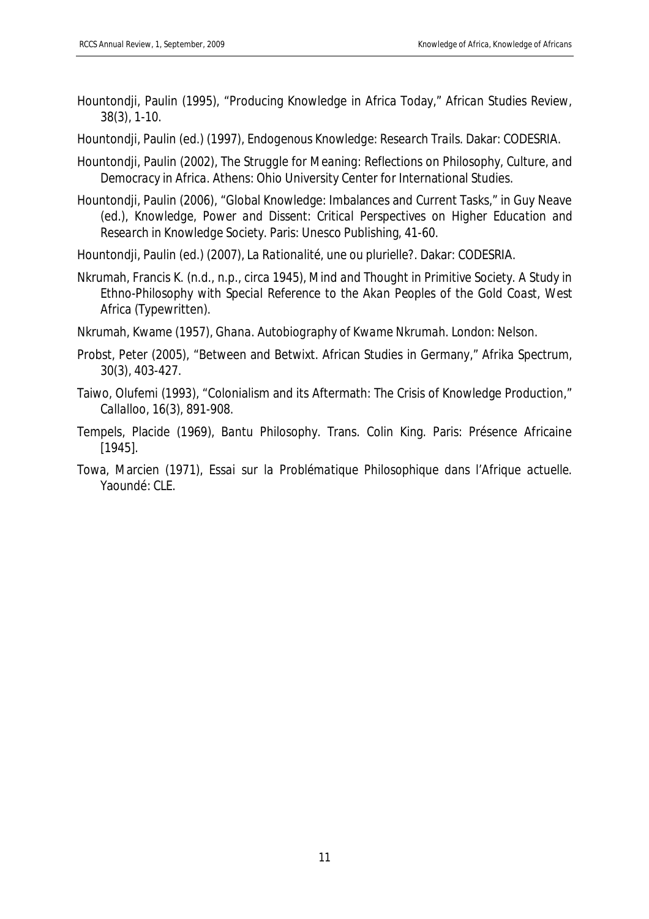Hountondji, Paulin (1995), "Producing Knowledge in Africa Today," *African Studies Review*, 38(3), 1-10.

Hountondji, Paulin (ed.) (1997), *Endogenous Knowledge: Research Trails*. Dakar: CODESRIA.

Hountondji, Paulin (2002), *The Struggle for Meaning: Reflections on Philosophy, Culture, and Democracy in Africa*. Athens: Ohio University Center for International Studies.

Hountondji, Paulin (2006), "Global Knowledge: Imbalances and Current Tasks," in Guy Neave (ed.), *Knowledge, Power and Dissent: Critical Perspectives on Higher Education and Research in Knowledge Society*. Paris: Unesco Publishing, 41-60.

Hountondji, Paulin (ed.) (2007), *La Rationalité, une ou plurielle?*. Dakar: CODESRIA.

Nkrumah, Francis K. (n.d., n.p., circa 1945), *Mind and Thought in Primitive Society. A Study in Ethno-Philosophy with Special Reference to the Akan Peoples of the Gold Coast, West Africa* (Typewritten).

Nkrumah, Kwame (1957), *Ghana. Autobiography of Kwame Nkrumah*. London: Nelson.

Probst, Peter (2005), "Between and Betwixt. African Studies in Germany," *Afrika Spectrum*, 30(3), 403-427.

Taiwo, Olufemi (1993), "Colonialism and its Aftermath: The Crisis of Knowledge Production," *Callalloo*, 16(3), 891-908.

Tempels, Placide (1969), *Bantu Philosophy*. Trans. Colin King. Paris: Présence Africaine [1945].

Towa, Marcien (1971), *Essai sur la Problématique Philosophique dans l'Afrique actuelle*. Yaoundé: CLE.